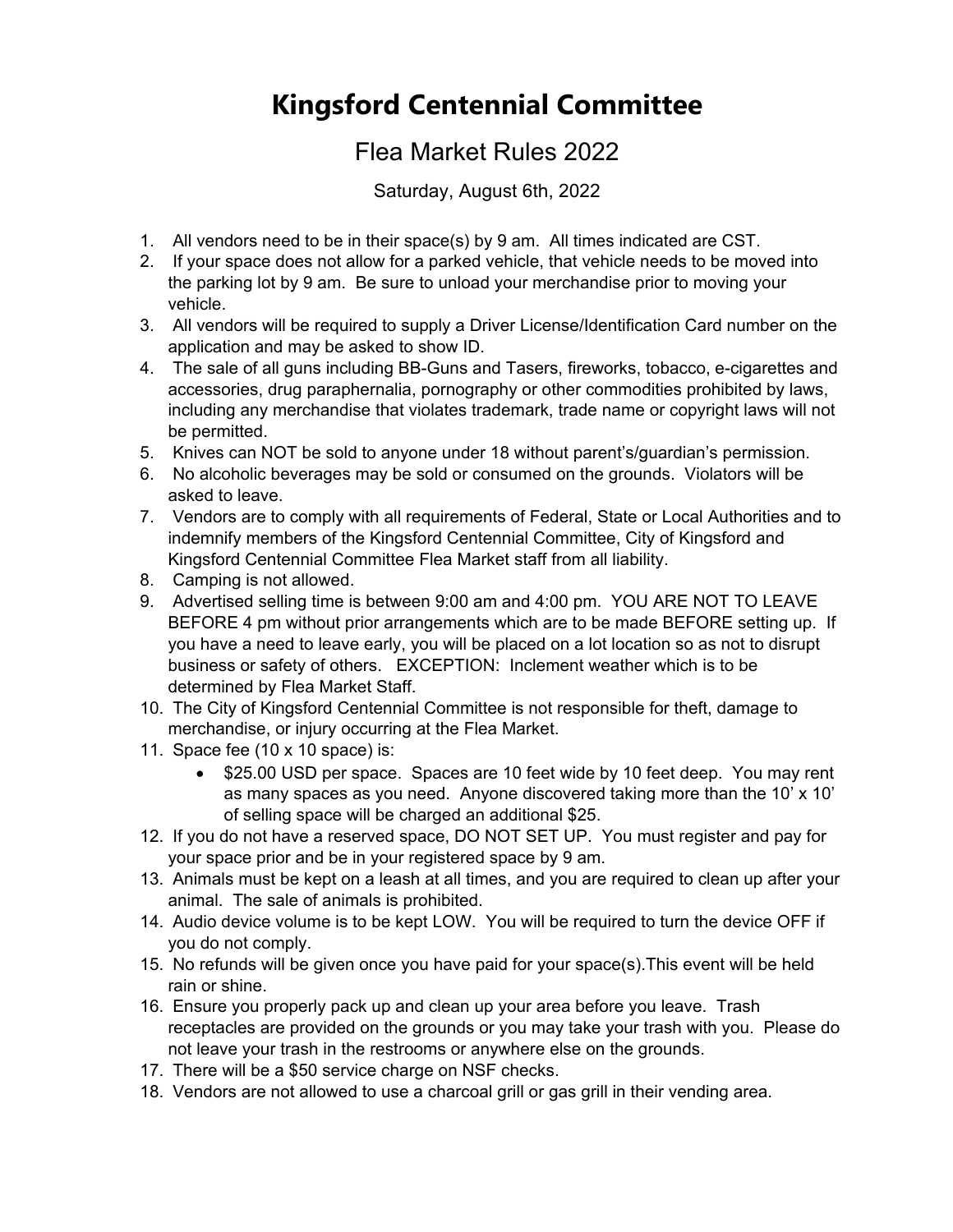# Kingsford Centennial Committee

## Flea Market Rules 2022

Saturday, August 6th, 2022

1. All vendors need to be in their space(s) by 9 am. All times indicated are CST.
2. If your space does not allow for a parked vehicle, that vehicle needs to be moved into the parking lot by 9 am. Be sure to unload your merchandise prior to moving your vehicle.
3. All vendors will be required to supply a Driver License/Identification Card number on the application and may be asked to show ID.
4. The sale of all guns including BB-Guns and Tasers, fireworks, tobacco, e-cigarettes and accessories, drug paraphernalia, pornography or other commodities prohibited by laws, including any merchandise that violates trademark, trade name or copyright laws will not be permitted.
5. Knives can NOT be sold to anyone under 18 without parent's/guardian's permission.
6. No alcoholic beverages may be sold or consumed on the grounds. Violators will be asked to leave.
7. Vendors are to comply with all requirements of Federal, State or Local Authorities and to indemnify members of the Kingsford Centennial Committee, City of Kingsford and Kingsford Centennial Committee Flea Market staff from all liability.
8. Camping is not allowed.
9. Advertised selling time is between 9:00 am and 4:00 pm. YOU ARE NOT TO LEAVE BEFORE 4 pm without prior arrangements which are to be made BEFORE setting up. If you have a need to leave early, you will be placed on a lot location so as not to disrupt business or safety of others. EXCEPTION: Inclement weather which is to be determined by Flea Market Staff.
10. The City of Kingsford Centennial Committee is not responsible for theft, damage to merchandise, or injury occurring at the Flea Market.
11. Space fee (10 x 10 space) is:
    - $25.00 USD per space. Spaces are 10 feet wide by 10 feet deep. You may rent as many spaces as you need. Anyone discovered taking more than the 10' x 10' of selling space will be charged an additional $25.
12. If you do not have a reserved space, DO NOT SET UP. You must register and pay for your space prior and be in your registered space by 9 am.
13. Animals must be kept on a leash at all times, and you are required to clean up after your animal. The sale of animals is prohibited.
14. Audio device volume is to be kept LOW. You will be required to turn the device OFF if you do not comply.
15. No refunds will be given once you have paid for your space(s).This event will be held rain or shine.
16. Ensure you properly pack up and clean up your area before you leave. Trash receptacles are provided on the grounds or you may take your trash with you. Please do not leave your trash in the restrooms or anywhere else on the grounds.
17. There will be a $50 service charge on NSF checks.
18. Vendors are not allowed to use a charcoal grill or gas grill in their vending area.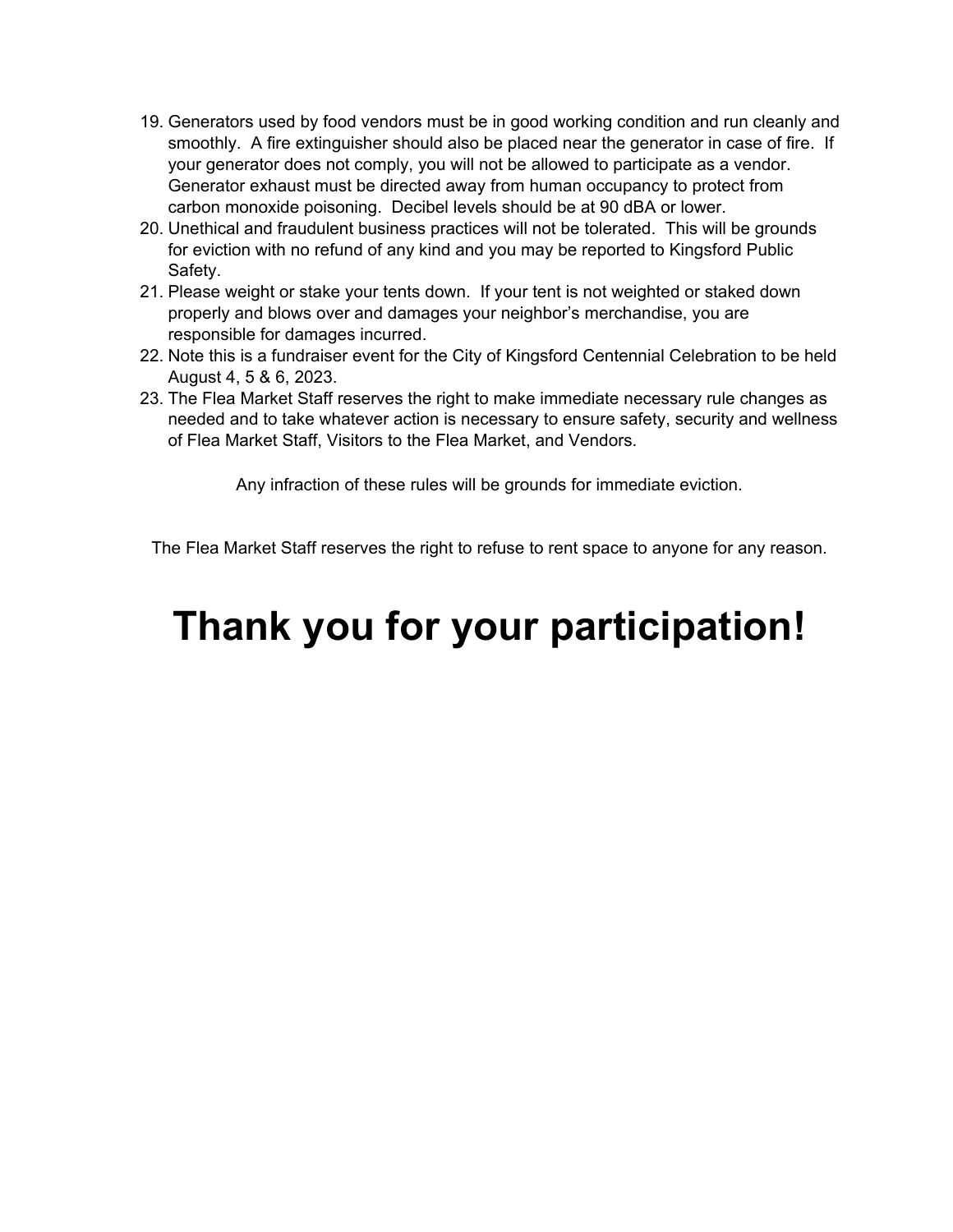19. Generators used by food vendors must be in good working condition and run cleanly and smoothly. A fire extinguisher should also be placed near the generator in case of fire. If your generator does not comply, you will not be allowed to participate as a vendor. Generator exhaust must be directed away from human occupancy to protect from carbon monoxide poisoning. Decibel levels should be at 90 dBA or lower.
20. Unethical and fraudulent business practices will not be tolerated. This will be grounds for eviction with no refund of any kind and you may be reported to Kingsford Public Safety.
21. Please weight or stake your tents down. If your tent is not weighted or staked down properly and blows over and damages your neighbor's merchandise, you are responsible for damages incurred.
22. Note this is a fundraiser event for the City of Kingsford Centennial Celebration to be held August 4, 5 & 6, 2023.
23. The Flea Market Staff reserves the right to make immediate necessary rule changes as needed and to take whatever action is necessary to ensure safety, security and wellness of Flea Market Staff, Visitors to the Flea Market, and Vendors.

Any infraction of these rules will be grounds for immediate eviction.

The Flea Market Staff reserves the right to refuse to rent space to anyone for any reason.

# Thank you for your participation!